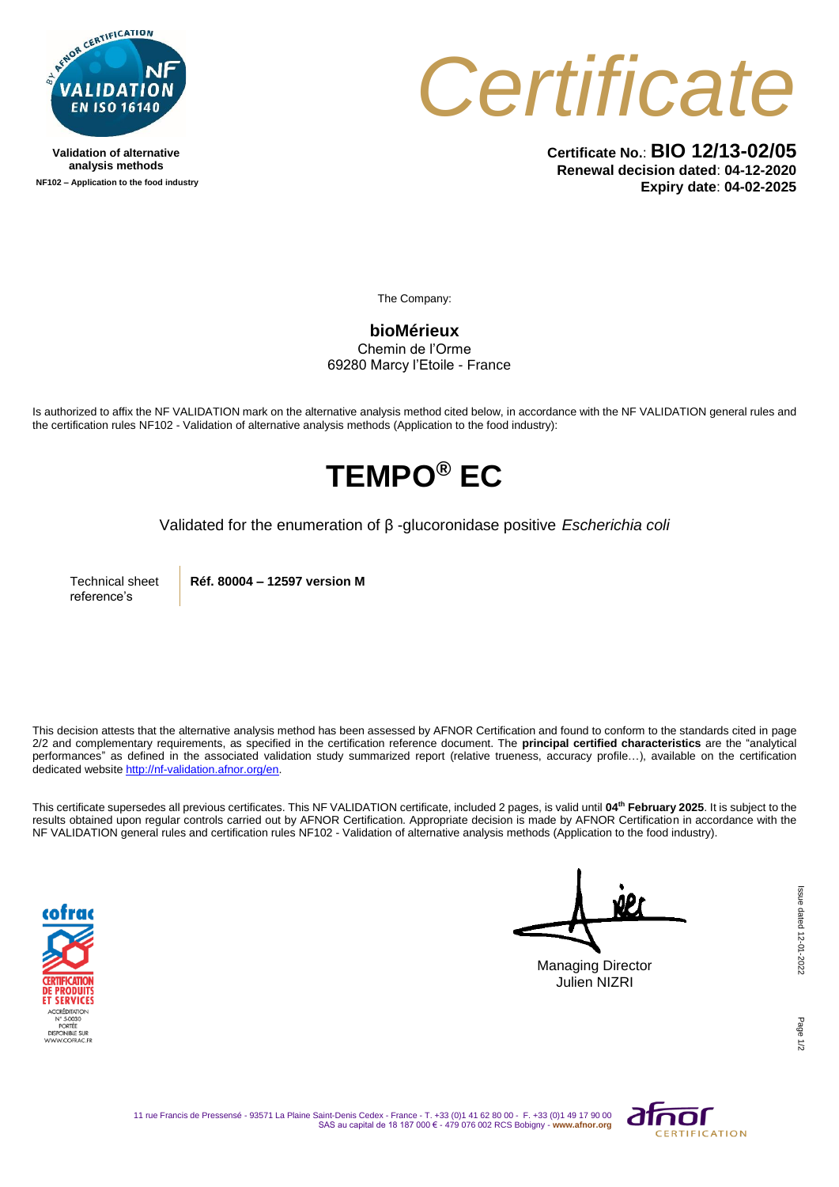Validation of alternative analysis methods

NF102 – Application to the food industry

# Certificate

**Certificate No.**: **BIO 12/13-02/05**
**Renewal decision dated**: **04-12-2020**
**Expiry date**: **04-02-2025**

The Company:

**bioMérieux**
Chemin de l'Orme
69280 Marcy l'Etoile - France

Is authorized to affix the NF VALIDATION mark on the alternative analysis method cited below, in accordance with the NF VALIDATION general rules and the certification rules NF102 - Validation of alternative analysis methods (Application to the food industry):

# TEMPO® EC

Validated for the enumeration of β -glucoronidase positive *Escherichia coli*

| | |
|---|---|
| Technical sheet reference's | **Réf. 80004 – 12597 version M** |

This decision attests that the alternative analysis method has been assessed by AFNOR Certification and found to conform to the standards cited in page 2/2 and complementary requirements, as specified in the certification reference document. The **principal certified characteristics** are the "analytical performances" as defined in the associated validation study summarized report (relative trueness, accuracy profile…), available on the certification dedicated website http://nf-validation.afnor.org/en.

This certificate supersedes all previous certificates. This NF VALIDATION certificate, included 2 pages, is valid until **04th February 2025**. It is subject to the results obtained upon regular controls carried out by AFNOR Certification. Appropriate decision is made by AFNOR Certification in accordance with the NF VALIDATION general rules and certification rules NF102 - Validation of alternative analysis methods (Application to the food industry).

Managing Director
Julien NIZRI

Issue dated 12-01-2022

11 rue Francis de Pressensé - 93571 La Plaine Saint-Denis Cedex - France - T. +33 (0)1 41 62 80 00 - F. +33 (0)1 49 17 90 00
SAS au capital de 18 187 000 € - 479 076 002 RCS Bobigny - **www.afnor.org**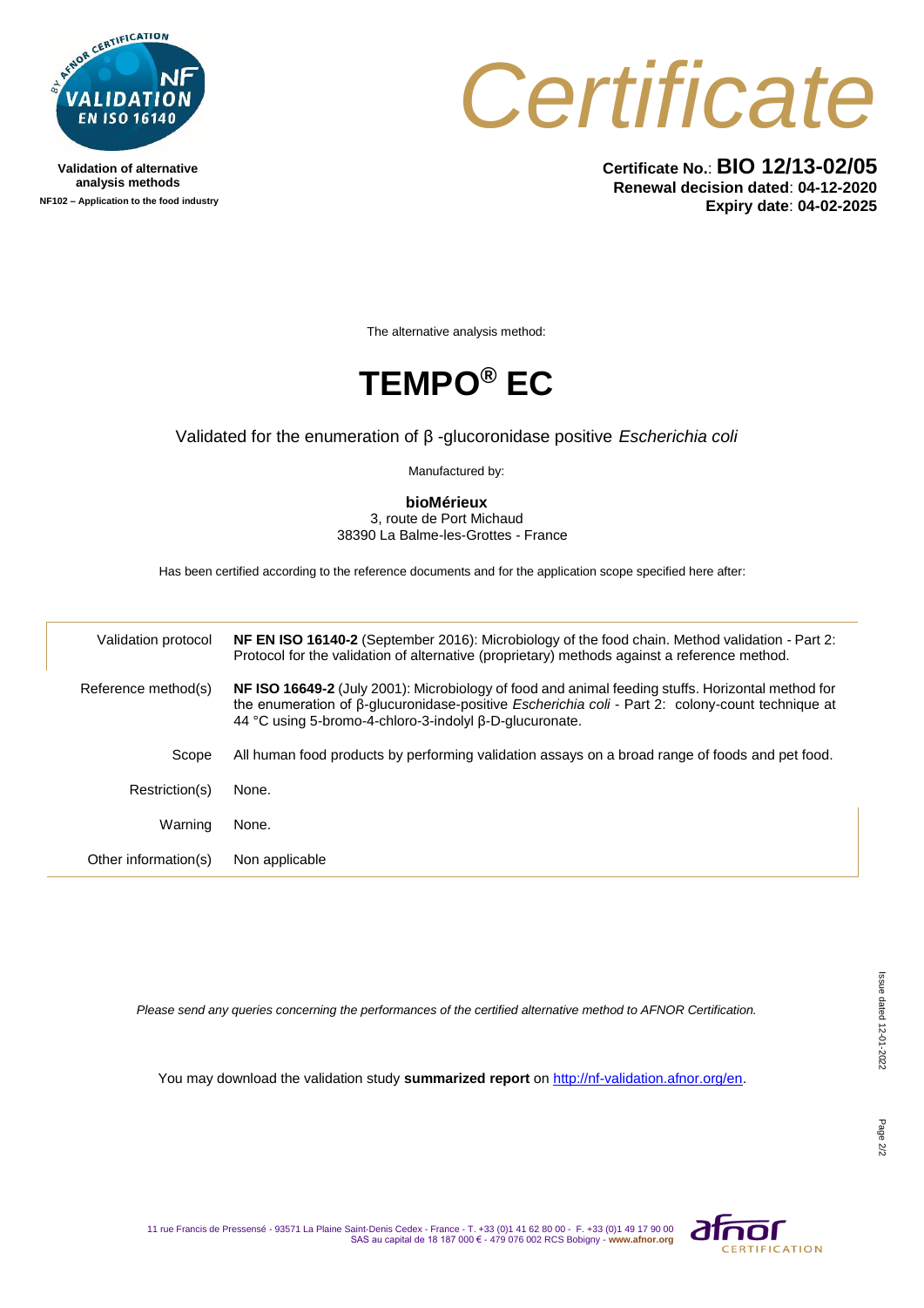Validation of alternative analysis methods
**NF102 – Application to the food industry**

# Certificate

**Certificate No.: BIO 12/13-02/05**
**Renewal decision dated: 04-12-2020**
**Expiry date: 04-02-2025**

The alternative analysis method:

# TEMPO® EC

Validated for the enumeration of β -glucoronidase positive *Escherichia coli*

Manufactured by:

**bioMérieux**
3, route de Port Michaud
38390 La Balme-les-Grottes - France

Has been certified according to the reference documents and for the application scope specified here after:

| | |
|---|---|
| Validation protocol | **NF EN ISO 16140-2** (September 2016): Microbiology of the food chain. Method validation - Part 2: Protocol for the validation of alternative (proprietary) methods against a reference method. |
| Reference method(s) | **NF ISO 16649-2** (July 2001): Microbiology of food and animal feeding stuffs. Horizontal method for the enumeration of β-glucuronidase-positive *Escherichia coli* - Part 2: colony-count technique at 44 °C using 5-bromo-4-chloro-3-indolyl β-D-glucuronate. |
| Scope | All human food products by performing validation assays on a broad range of foods and pet food. |
| Restriction(s) | None. |
| Warning | None. |
| Other information(s) | Non applicable |

*Please send any queries concerning the performances of the certified alternative method to AFNOR Certification.*

You may download the validation study **summarized report** on http://nf-validation.afnor.org/en.

Issue dated 12-01-2022

11 rue Francis de Pressensé - 93571 La Plaine Saint-Denis Cedex - France - T. +33 (0)1 41 62 80 00 - F. +33 (0)1 49 17 90 00
SAS au capital de 18 187 000 € - 479 076 002 RCS Bobigny - **www.afnor.org**